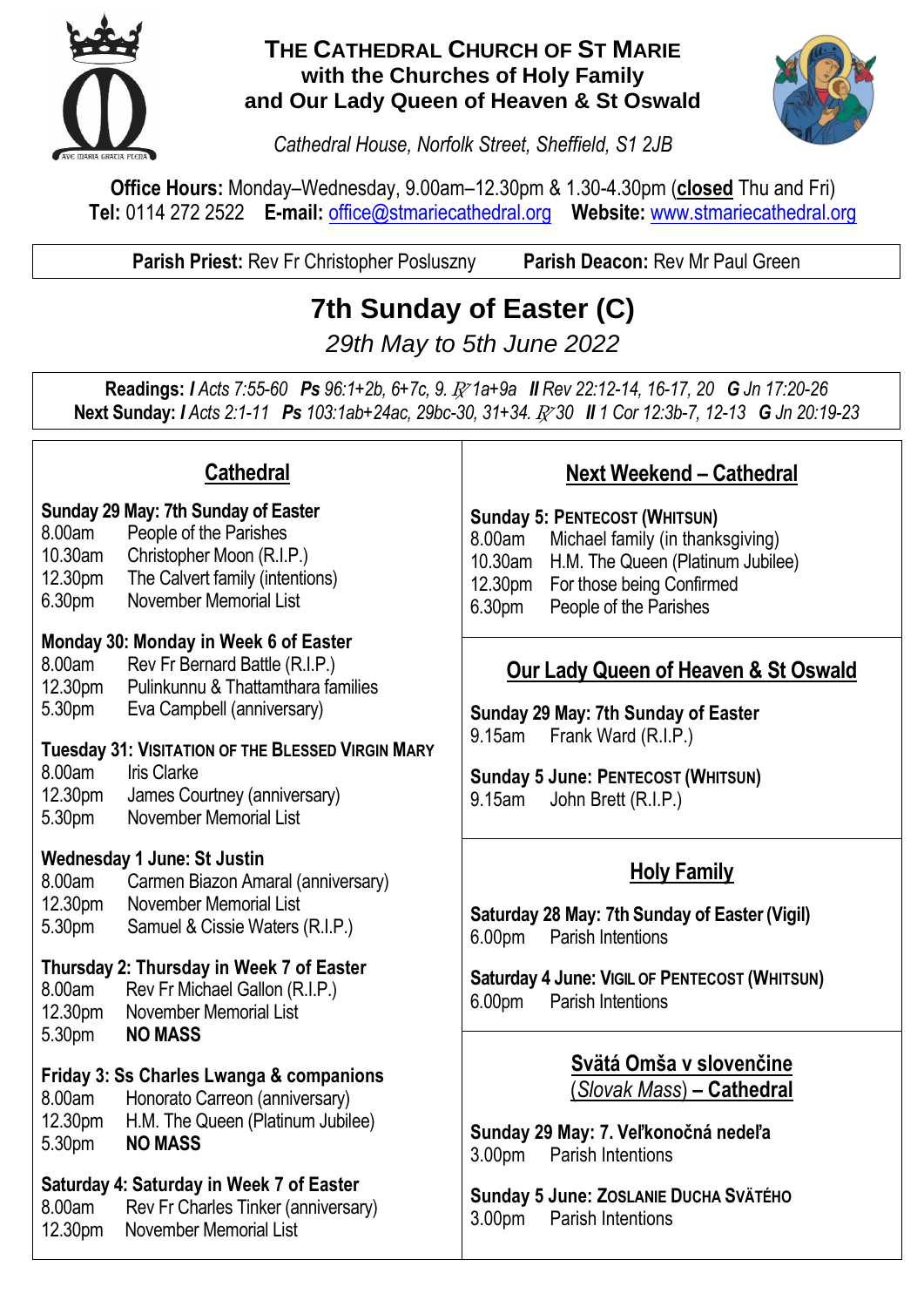# THE CATHEDRAL CHURCH OF ST MARIE
## with the Churches of Holy Family and Our Lady Queen of Heaven & St Oswald

*Cathedral House, Norfolk Street, Sheffield, S1 2JB*

**Office Hours:** Monday–Wednesday, 9.00am–12.30pm & 1.30-4.30pm (**closed** Thu and Fri)
**Tel:** 0114 272 2522 **E-mail:** office@stmariecathedral.org **Website:** www.stmariecathedral.org

**Parish Priest:** Rev Fr Christopher Posluszny **Parish Deacon:** Rev Mr Paul Green

# 7th Sunday of Easter (C)

*29th May to 5th June 2022*

**Readings:** ***I*** *Acts 7:55-60* ***Ps*** *96:1+2b, 6+7c, 9. ℟ 1a+9a* ***II*** *Rev 22:12-14, 16-17, 20* ***G*** *Jn 17:20-26*
**Next Sunday:** ***I*** *Acts 2:1-11* ***Ps*** *103:1ab+24ac, 29bc-30, 31+34. ℟ 30* ***II*** *1 Cor 12:3b-7, 12-13* ***G*** *Jn 20:19-23*

## Cathedral

**Sunday 29 May: 7th Sunday of Easter**
8.00am People of the Parishes
10.30am Christopher Moon (R.I.P.)
12.30pm The Calvert family (intentions)
6.30pm November Memorial List

**Monday 30: Monday in Week 6 of Easter**
8.00am Rev Fr Bernard Battle (R.I.P.)
12.30pm Pulinkunnu & Thattamthara families
5.30pm Eva Campbell (anniversary)

**Tuesday 31: VISITATION OF THE BLESSED VIRGIN MARY**
8.00am Iris Clarke
12.30pm James Courtney (anniversary)
5.30pm November Memorial List

**Wednesday 1 June: St Justin**
8.00am Carmen Biazon Amaral (anniversary)
12.30pm November Memorial List
5.30pm Samuel & Cissie Waters (R.I.P.)

**Thursday 2: Thursday in Week 7 of Easter**
8.00am Rev Fr Michael Gallon (R.I.P.)
12.30pm November Memorial List
5.30pm **NO MASS**

**Friday 3: Ss Charles Lwanga & companions**
8.00am Honorato Carreon (anniversary)
12.30pm H.M. The Queen (Platinum Jubilee)
5.30pm **NO MASS**

**Saturday 4: Saturday in Week 7 of Easter**
8.00am Rev Fr Charles Tinker (anniversary)
12.30pm November Memorial List

## Next Weekend – Cathedral

**Sunday 5: PENTECOST (WHITSUN)**
8.00am Michael family (in thanksgiving)
10.30am H.M. The Queen (Platinum Jubilee)
12.30pm For those being Confirmed
6.30pm People of the Parishes

## Our Lady Queen of Heaven & St Oswald

**Sunday 29 May: 7th Sunday of Easter**
9.15am Frank Ward (R.I.P.)

**Sunday 5 June: PENTECOST (WHITSUN)**
9.15am John Brett (R.I.P.)

## Holy Family

**Saturday 28 May: 7th Sunday of Easter (Vigil)**
6.00pm Parish Intentions

**Saturday 4 June: VIGIL OF PENTECOST (WHITSUN)**
6.00pm Parish Intentions

## Svätá Omša v slovenčine (*Slovak Mass*) – Cathedral

**Sunday 29 May: 7. Veľkonočná nedeľa**
3.00pm Parish Intentions

**Sunday 5 June: ZOSLANIE DUCHA SVÄTÉHO**
3.00pm Parish Intentions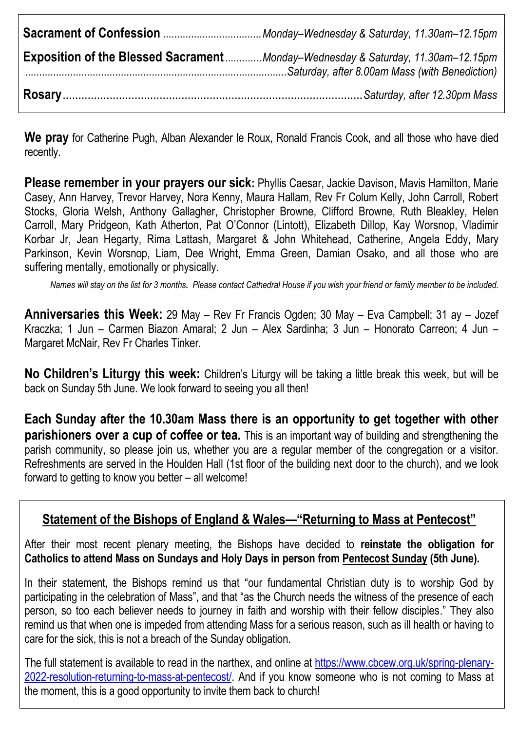| | |
|---|---|
| **Sacrament of Confession** | *Monday–Wednesday & Saturday, 11.30am–12.15pm* |
| **Exposition of the Blessed Sacrament** | *Monday–Wednesday & Saturday, 11.30am–12.15pm* |
| | *Saturday, after 8.00am Mass (with Benediction)* |
| **Rosary** | *Saturday, after 12.30pm Mass* |

**We pray** for Catherine Pugh, Alban Alexander le Roux, Ronald Francis Cook, and all those who have died recently.

**Please remember in your prayers our sick:** Phyllis Caesar, Jackie Davison, Mavis Hamilton, Marie Casey, Ann Harvey, Trevor Harvey, Nora Kenny, Maura Hallam, Rev Fr Colum Kelly, John Carroll, Robert Stocks, Gloria Welsh, Anthony Gallagher, Christopher Browne, Clifford Browne, Ruth Bleakley, Helen Carroll, Mary Pridgeon, Kath Atherton, Pat O'Connor (Lintott), Elizabeth Dillop, Kay Worsnop, Vladimir Korbar Jr, Jean Hegarty, Rima Lattash, Margaret & John Whitehead, Catherine, Angela Eddy, Mary Parkinson, Kevin Worsnop, Liam, Dee Wright, Emma Green, Damian Osako, and all those who are suffering mentally, emotionally or physically.

*Names will stay on the list for 3 months. Please contact Cathedral House if you wish your friend or family member to be included.*

**Anniversaries this Week:** 29 May – Rev Fr Francis Ogden; 30 May – Eva Campbell; 31 ay – Jozef Kraczka; 1 Jun – Carmen Biazon Amaral; 2 Jun – Alex Sardinha; 3 Jun – Honorato Carreon; 4 Jun – Margaret McNair, Rev Fr Charles Tinker.

**No Children's Liturgy this week:** Children's Liturgy will be taking a little break this week, but will be back on Sunday 5th June. We look forward to seeing you all then!

**Each Sunday after the 10.30am Mass there is an opportunity to get together with other parishioners over a cup of coffee or tea.** This is an important way of building and strengthening the parish community, so please join us, whether you are a regular member of the congregation or a visitor. Refreshments are served in the Houlden Hall (1st floor of the building next door to the church), and we look forward to getting to know you better – all welcome!

## Statement of the Bishops of England & Wales—"Returning to Mass at Pentecost"

After their most recent plenary meeting, the Bishops have decided to **reinstate the obligation for Catholics to attend Mass on Sundays and Holy Days in person from Pentecost Sunday (5th June).**

In their statement, the Bishops remind us that "our fundamental Christian duty is to worship God by participating in the celebration of Mass", and that "as the Church needs the witness of the presence of each person, so too each believer needs to journey in faith and worship with their fellow disciples." They also remind us that when one is impeded from attending Mass for a serious reason, such as ill health or having to care for the sick, this is not a breach of the Sunday obligation.

The full statement is available to read in the narthex, and online at https://www.cbcew.org.uk/spring-plenary-2022-resolution-returning-to-mass-at-pentecost/. And if you know someone who is not coming to Mass at the moment, this is a good opportunity to invite them back to church!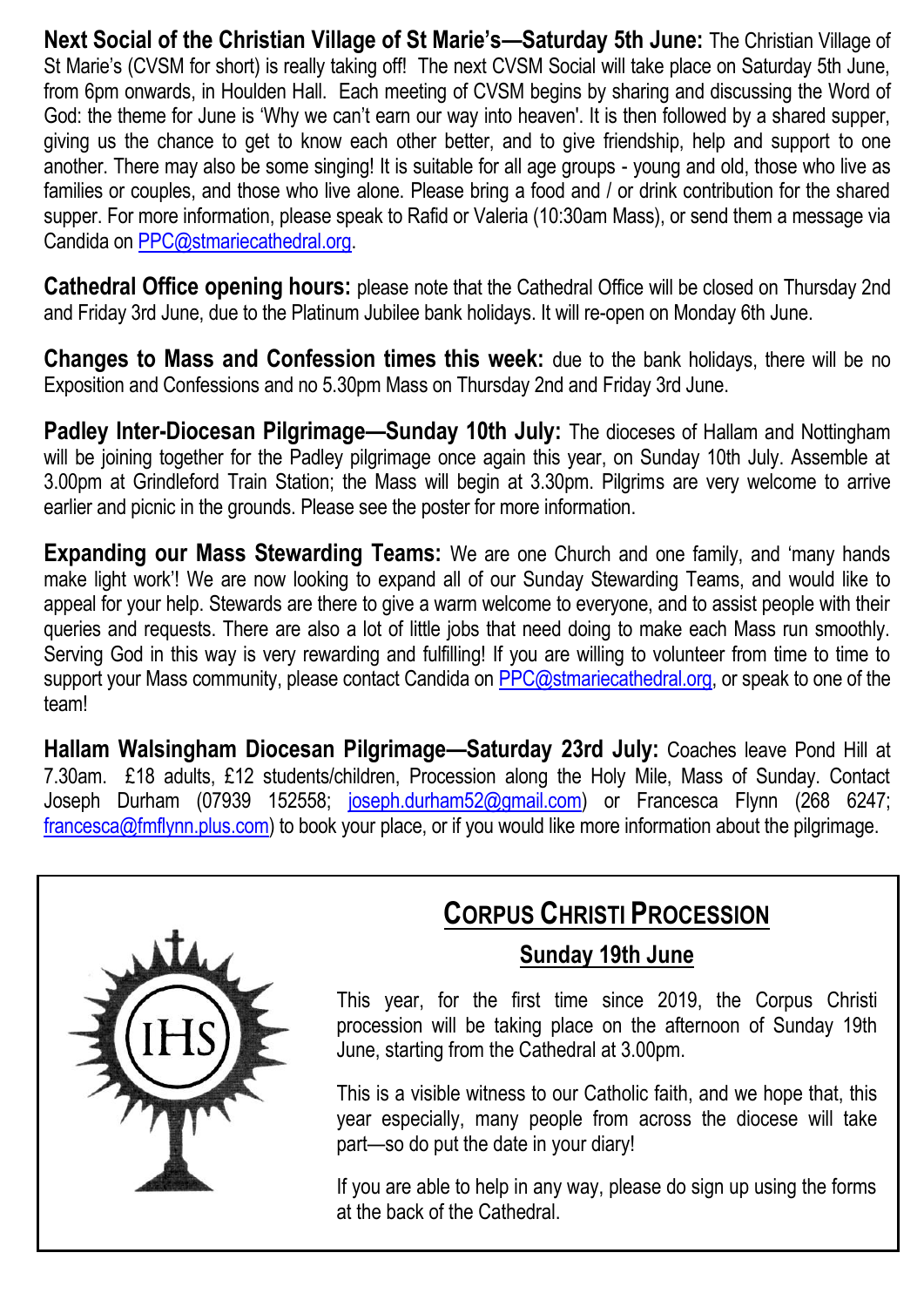**Next Social of the Christian Village of St Marie's—Saturday 5th June:** The Christian Village of St Marie's (CVSM for short) is really taking off! The next CVSM Social will take place on Saturday 5th June, from 6pm onwards, in Houlden Hall. Each meeting of CVSM begins by sharing and discussing the Word of God: the theme for June is 'Why we can't earn our way into heaven'. It is then followed by a shared supper, giving us the chance to get to know each other better, and to give friendship, help and support to one another. There may also be some singing! It is suitable for all age groups - young and old, those who live as families or couples, and those who live alone. Please bring a food and / or drink contribution for the shared supper. For more information, please speak to Rafid or Valeria (10:30am Mass), or send them a message via Candida on PPC@stmariecathedral.org.

**Cathedral Office opening hours:** please note that the Cathedral Office will be closed on Thursday 2nd and Friday 3rd June, due to the Platinum Jubilee bank holidays. It will re-open on Monday 6th June.

**Changes to Mass and Confession times this week:** due to the bank holidays, there will be no Exposition and Confessions and no 5.30pm Mass on Thursday 2nd and Friday 3rd June.

**Padley Inter-Diocesan Pilgrimage—Sunday 10th July:** The dioceses of Hallam and Nottingham will be joining together for the Padley pilgrimage once again this year, on Sunday 10th July. Assemble at 3.00pm at Grindleford Train Station; the Mass will begin at 3.30pm. Pilgrims are very welcome to arrive earlier and picnic in the grounds. Please see the poster for more information.

**Expanding our Mass Stewarding Teams:** We are one Church and one family, and 'many hands make light work'! We are now looking to expand all of our Sunday Stewarding Teams, and would like to appeal for your help. Stewards are there to give a warm welcome to everyone, and to assist people with their queries and requests. There are also a lot of little jobs that need doing to make each Mass run smoothly. Serving God in this way is very rewarding and fulfilling! If you are willing to volunteer from time to time to support your Mass community, please contact Candida on PPC@stmariecathedral.org, or speak to one of the team!

**Hallam Walsingham Diocesan Pilgrimage—Saturday 23rd July:** Coaches leave Pond Hill at 7.30am. £18 adults, £12 students/children, Procession along the Holy Mile, Mass of Sunday. Contact Joseph Durham (07939 152558; joseph.durham52@gmail.com) or Francesca Flynn (268 6247; francesca@fmflynn.plus.com) to book your place, or if you would like more information about the pilgrimage.

## CORPUS CHRISTI PROCESSION

### Sunday 19th June

This year, for the first time since 2019, the Corpus Christi procession will be taking place on the afternoon of Sunday 19th June, starting from the Cathedral at 3.00pm.

This is a visible witness to our Catholic faith, and we hope that, this year especially, many people from across the diocese will take part—so do put the date in your diary!

If you are able to help in any way, please do sign up using the forms at the back of the Cathedral.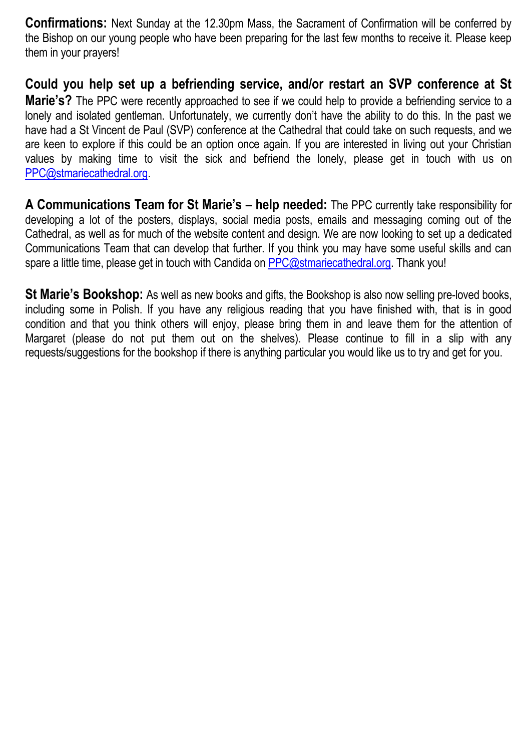**Confirmations:** Next Sunday at the 12.30pm Mass, the Sacrament of Confirmation will be conferred by the Bishop on our young people who have been preparing for the last few months to receive it. Please keep them in your prayers!

**Could you help set up a befriending service, and/or restart an SVP conference at St Marie's?** The PPC were recently approached to see if we could help to provide a befriending service to a lonely and isolated gentleman. Unfortunately, we currently don't have the ability to do this. In the past we have had a St Vincent de Paul (SVP) conference at the Cathedral that could take on such requests, and we are keen to explore if this could be an option once again. If you are interested in living out your Christian values by making time to visit the sick and befriend the lonely, please get in touch with us on PPC@stmariecathedral.org.

**A Communications Team for St Marie's – help needed:** The PPC currently take responsibility for developing a lot of the posters, displays, social media posts, emails and messaging coming out of the Cathedral, as well as for much of the website content and design. We are now looking to set up a dedicated Communications Team that can develop that further. If you think you may have some useful skills and can spare a little time, please get in touch with Candida on PPC@stmariecathedral.org. Thank you!

**St Marie's Bookshop:** As well as new books and gifts, the Bookshop is also now selling pre-loved books, including some in Polish. If you have any religious reading that you have finished with, that is in good condition and that you think others will enjoy, please bring them in and leave them for the attention of Margaret (please do not put them out on the shelves). Please continue to fill in a slip with any requests/suggestions for the bookshop if there is anything particular you would like us to try and get for you.